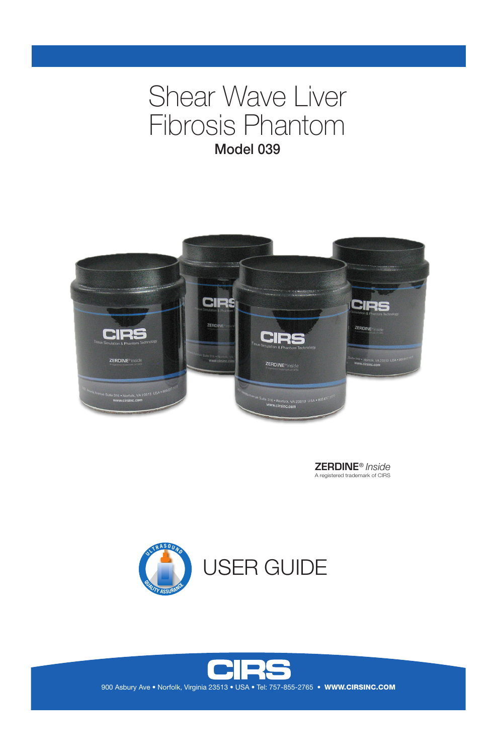# Shear Wave Liver Fibrosis Phantom

## Model 039

**ZERDINE®** *Inside*
A registered trademark of CIRS

# USER GUIDE

900 Asbury Ave • Norfolk, Virginia 23513 • USA • Tel: 757-855-2765 • **WWW.CIRSINC.COM**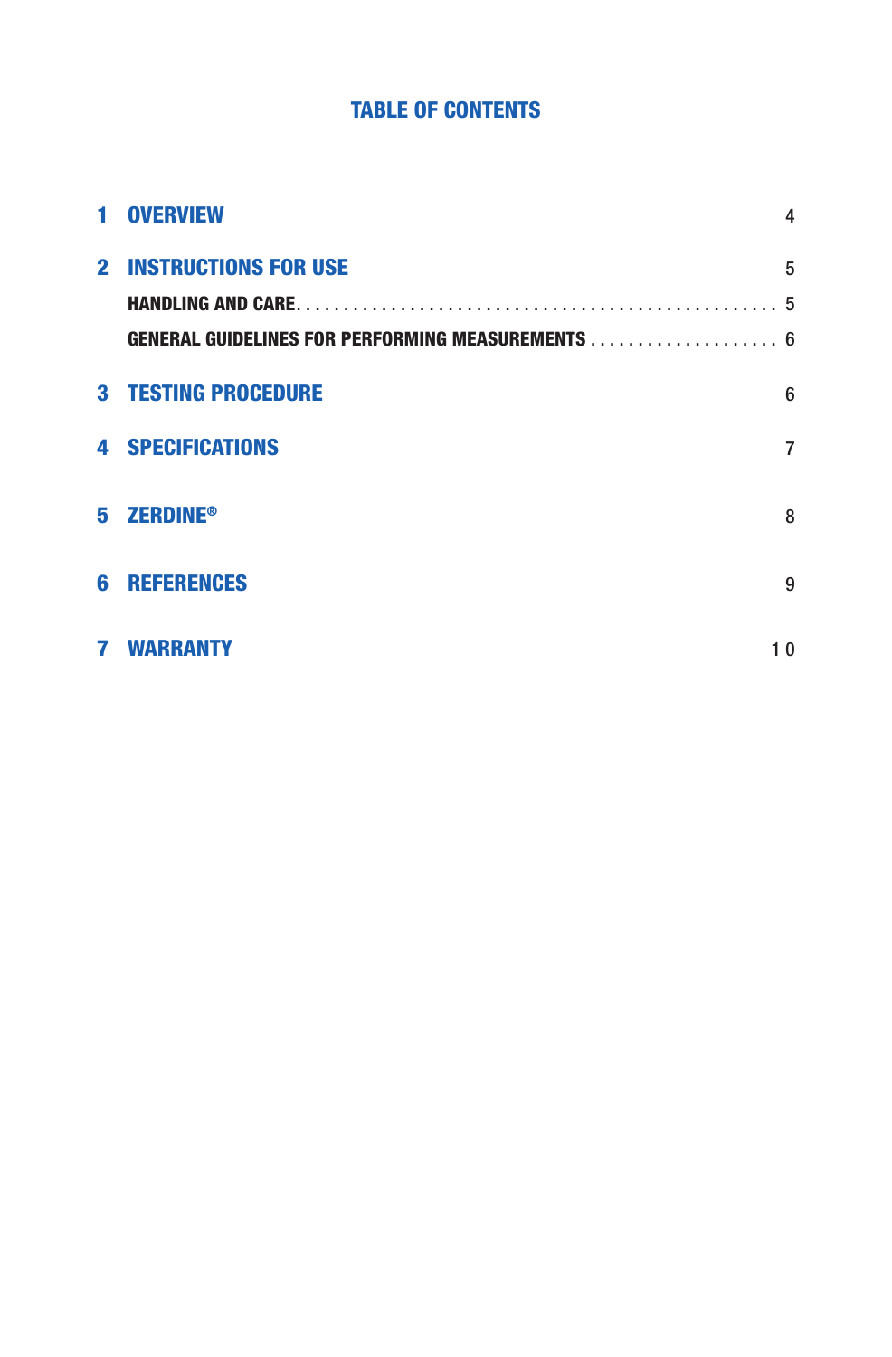# TABLE OF CONTENTS

| | | |
|---|---|---|
| **1** | **OVERVIEW** | 4 |
| **2** | **INSTRUCTIONS FOR USE** | 5 |
| | HANDLING AND CARE | 5 |
| | GENERAL GUIDELINES FOR PERFORMING MEASUREMENTS | 6 |
| **3** | **TESTING PROCEDURE** | 6 |
| **4** | **SPECIFICATIONS** | 7 |
| **5** | **ZERDINE®** | 8 |
| **6** | **REFERENCES** | 9 |
| **7** | **WARRANTY** | 10 |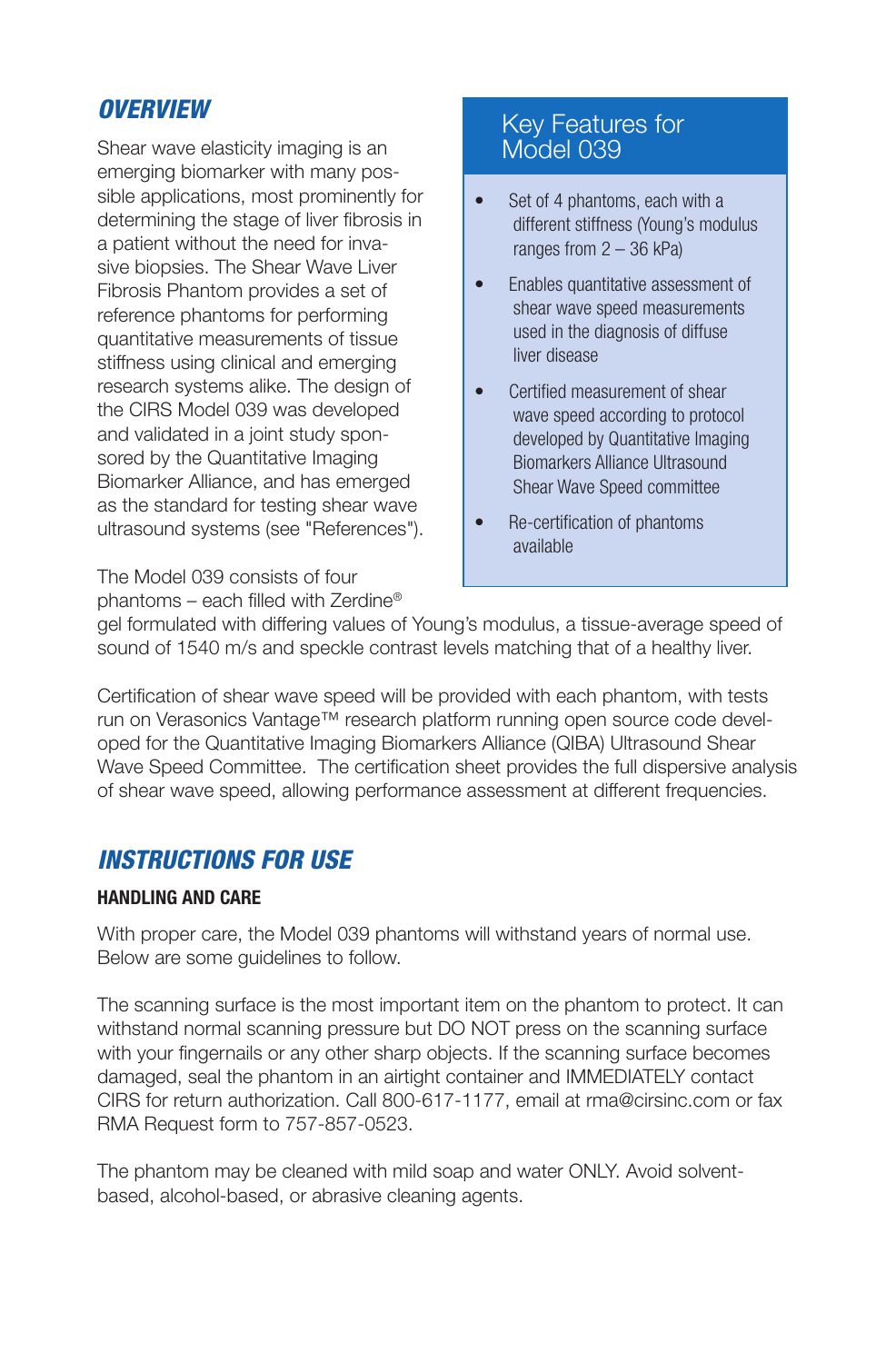## *OVERVIEW*

Shear wave elasticity imaging is an emerging biomarker with many possible applications, most prominently for determining the stage of liver fibrosis in a patient without the need for invasive biopsies. The Shear Wave Liver Fibrosis Phantom provides a set of reference phantoms for performing quantitative measurements of tissue stiffness using clinical and emerging research systems alike. The design of the CIRS Model 039 was developed and validated in a joint study sponsored by the Quantitative Imaging Biomarker Alliance, and has emerged as the standard for testing shear wave ultrasound systems (see "References").

### Key Features for Model 039

- Set of 4 phantoms, each with a different stiffness (Young's modulus ranges from 2 – 36 kPa)
- Enables quantitative assessment of shear wave speed measurements used in the diagnosis of diffuse liver disease
- Certified measurement of shear wave speed according to protocol developed by Quantitative Imaging Biomarkers Alliance Ultrasound Shear Wave Speed committee
- Re-certification of phantoms available

The Model 039 consists of four phantoms – each filled with Zerdine® gel formulated with differing values of Young's modulus, a tissue-average speed of sound of 1540 m/s and speckle contrast levels matching that of a healthy liver.

Certification of shear wave speed will be provided with each phantom, with tests run on Verasonics Vantage™ research platform running open source code developed for the Quantitative Imaging Biomarkers Alliance (QIBA) Ultrasound Shear Wave Speed Committee. The certification sheet provides the full dispersive analysis of shear wave speed, allowing performance assessment at different frequencies.

## *INSTRUCTIONS FOR USE*

**HANDLING AND CARE**

With proper care, the Model 039 phantoms will withstand years of normal use. Below are some guidelines to follow.

The scanning surface is the most important item on the phantom to protect. It can withstand normal scanning pressure but DO NOT press on the scanning surface with your fingernails or any other sharp objects. If the scanning surface becomes damaged, seal the phantom in an airtight container and IMMEDIATELY contact CIRS for return authorization. Call 800-617-1177, email at rma@cirsinc.com or fax RMA Request form to 757-857-0523.

The phantom may be cleaned with mild soap and water ONLY. Avoid solvent-based, alcohol-based, or abrasive cleaning agents.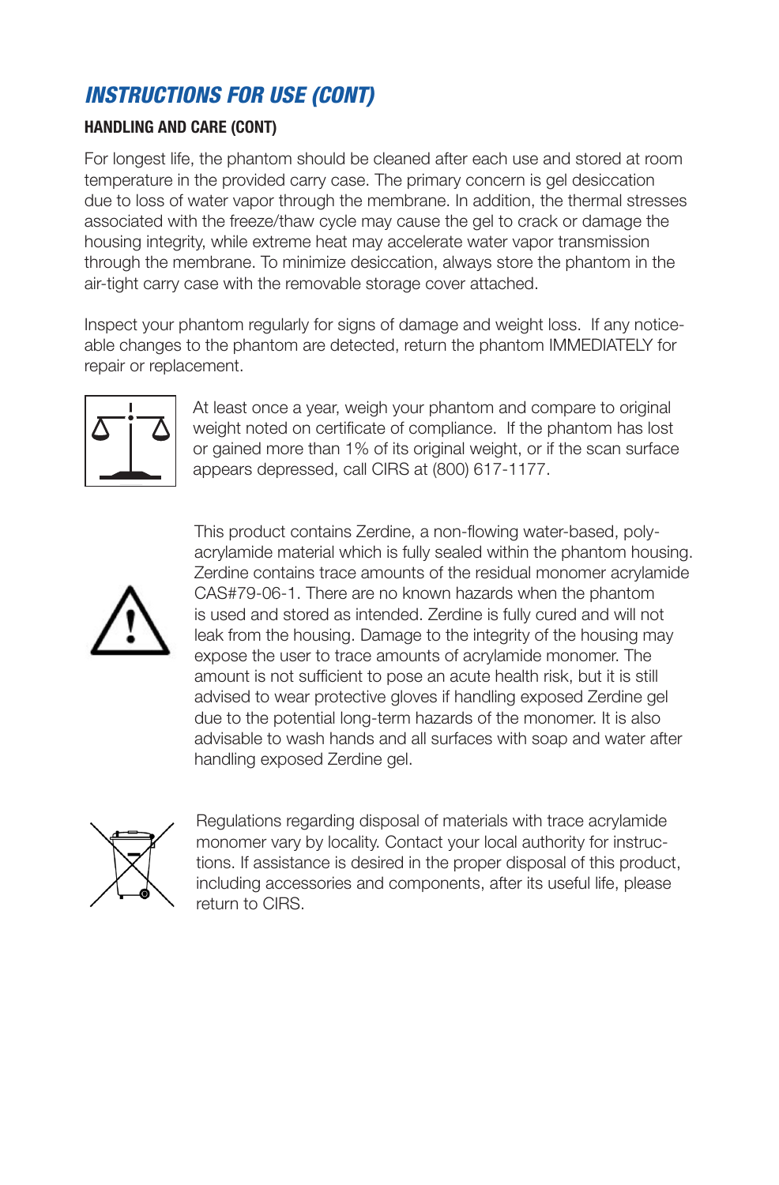## *INSTRUCTIONS FOR USE (CONT)*

### HANDLING AND CARE (CONT)

For longest life, the phantom should be cleaned after each use and stored at room temperature in the provided carry case. The primary concern is gel desiccation due to loss of water vapor through the membrane. In addition, the thermal stresses associated with the freeze/thaw cycle may cause the gel to crack or damage the housing integrity, while extreme heat may accelerate water vapor transmission through the membrane. To minimize desiccation, always store the phantom in the air-tight carry case with the removable storage cover attached.

Inspect your phantom regularly for signs of damage and weight loss. If any noticeable changes to the phantom are detected, return the phantom IMMEDIATELY for repair or replacement.

At least once a year, weigh your phantom and compare to original weight noted on certificate of compliance. If the phantom has lost or gained more than 1% of its original weight, or if the scan surface appears depressed, call CIRS at (800) 617-1177.

This product contains Zerdine, a non-flowing water-based, polyacrylamide material which is fully sealed within the phantom housing. Zerdine contains trace amounts of the residual monomer acrylamide CAS#79-06-1. There are no known hazards when the phantom is used and stored as intended. Zerdine is fully cured and will not leak from the housing. Damage to the integrity of the housing may expose the user to trace amounts of acrylamide monomer. The amount is not sufficient to pose an acute health risk, but it is still advised to wear protective gloves if handling exposed Zerdine gel due to the potential long-term hazards of the monomer. It is also advisable to wash hands and all surfaces with soap and water after handling exposed Zerdine gel.

Regulations regarding disposal of materials with trace acrylamide monomer vary by locality. Contact your local authority for instructions. If assistance is desired in the proper disposal of this product, including accessories and components, after its useful life, please return to CIRS.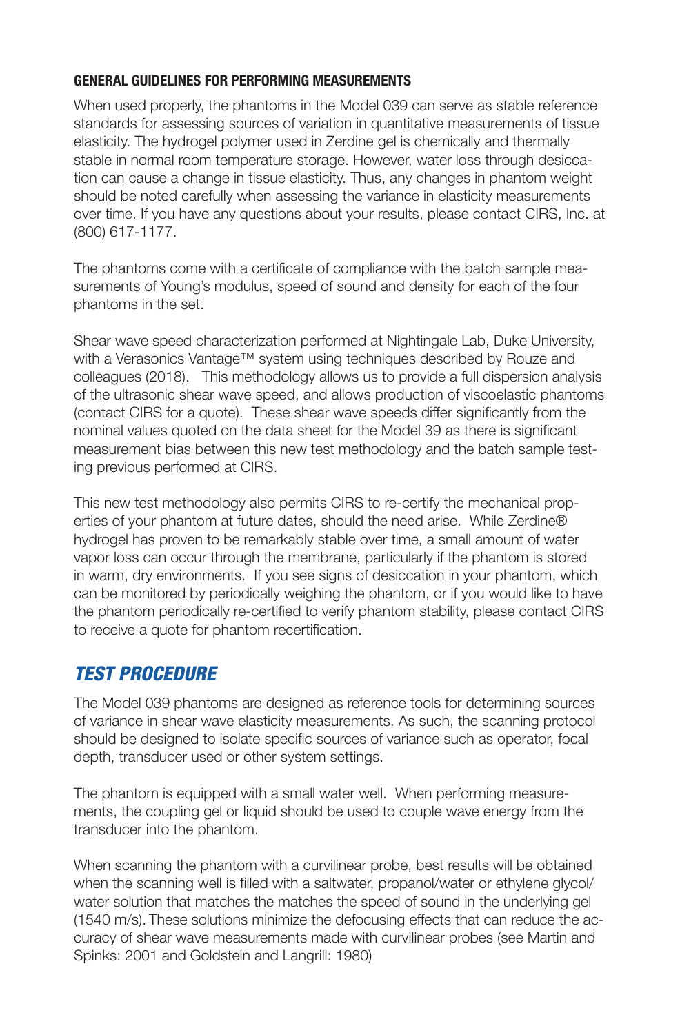#### GENERAL GUIDELINES FOR PERFORMING MEASUREMENTS

When used properly, the phantoms in the Model 039 can serve as stable reference standards for assessing sources of variation in quantitative measurements of tissue elasticity. The hydrogel polymer used in Zerdine gel is chemically and thermally stable in normal room temperature storage. However, water loss through desiccation can cause a change in tissue elasticity. Thus, any changes in phantom weight should be noted carefully when assessing the variance in elasticity measurements over time. If you have any questions about your results, please contact CIRS, Inc. at (800) 617-1177.

The phantoms come with a certificate of compliance with the batch sample measurements of Young's modulus, speed of sound and density for each of the four phantoms in the set.

Shear wave speed characterization performed at Nightingale Lab, Duke University, with a Verasonics Vantage™ system using techniques described by Rouze and colleagues (2018). This methodology allows us to provide a full dispersion analysis of the ultrasonic shear wave speed, and allows production of viscoelastic phantoms (contact CIRS for a quote). These shear wave speeds differ significantly from the nominal values quoted on the data sheet for the Model 39 as there is significant measurement bias between this new test methodology and the batch sample testing previous performed at CIRS.

This new test methodology also permits CIRS to re-certify the mechanical properties of your phantom at future dates, should the need arise. While Zerdine® hydrogel has proven to be remarkably stable over time, a small amount of water vapor loss can occur through the membrane, particularly if the phantom is stored in warm, dry environments. If you see signs of desiccation in your phantom, which can be monitored by periodically weighing the phantom, or if you would like to have the phantom periodically re-certified to verify phantom stability, please contact CIRS to receive a quote for phantom recertification.

## *TEST PROCEDURE*

The Model 039 phantoms are designed as reference tools for determining sources of variance in shear wave elasticity measurements. As such, the scanning protocol should be designed to isolate specific sources of variance such as operator, focal depth, transducer used or other system settings.

The phantom is equipped with a small water well. When performing measurements, the coupling gel or liquid should be used to couple wave energy from the transducer into the phantom.

When scanning the phantom with a curvilinear probe, best results will be obtained when the scanning well is filled with a saltwater, propanol/water or ethylene glycol/water solution that matches the matches the speed of sound in the underlying gel (1540 m/s). These solutions minimize the defocusing effects that can reduce the accuracy of shear wave measurements made with curvilinear probes (see Martin and Spinks: 2001 and Goldstein and Langrill: 1980)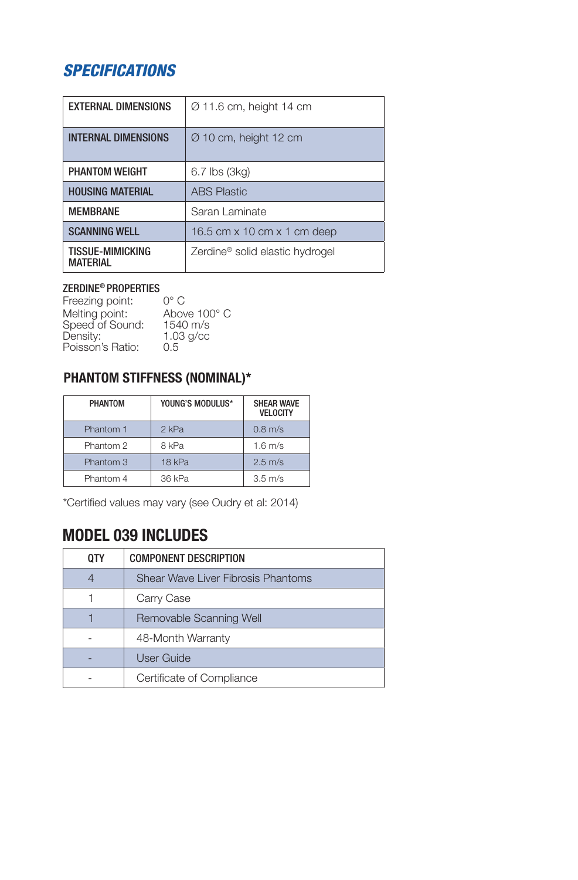## *SPECIFICATIONS*

| | |
|---|---|
| **EXTERNAL DIMENSIONS** | Ø 11.6 cm, height 14 cm |
| **INTERNAL DIMENSIONS** | Ø 10 cm, height 12 cm |
| **PHANTOM WEIGHT** | 6.7 lbs (3kg) |
| **HOUSING MATERIAL** | ABS Plastic |
| **MEMBRANE** | Saran Laminate |
| **SCANNING WELL** | 16.5 cm x 10 cm x 1 cm deep |
| **TISSUE-MIMICKING MATERIAL** | Zerdine® solid elastic hydrogel |

**ZERDINE® PROPERTIES**

Freezing point: 0° C
Melting point: Above 100° C
Speed of Sound: 1540 m/s
Density: 1.03 g/cc
Poisson's Ratio: 0.5

### PHANTOM STIFFNESS (NOMINAL)*

| PHANTOM | YOUNG'S MODULUS* | SHEAR WAVE VELOCITY |
|---|---|---|
| Phantom 1 | 2 kPa | 0.8 m/s |
| Phantom 2 | 8 kPa | 1.6 m/s |
| Phantom 3 | 18 kPa | 2.5 m/s |
| Phantom 4 | 36 kPa | 3.5 m/s |

*Certified values may vary (see Oudry et al: 2014)

## MODEL 039 INCLUDES

| QTY | COMPONENT DESCRIPTION |
|---|---|
| 4 | Shear Wave Liver Fibrosis Phantoms |
| 1 | Carry Case |
| 1 | Removable Scanning Well |
| - | 48-Month Warranty |
| - | User Guide |
| - | Certificate of Compliance |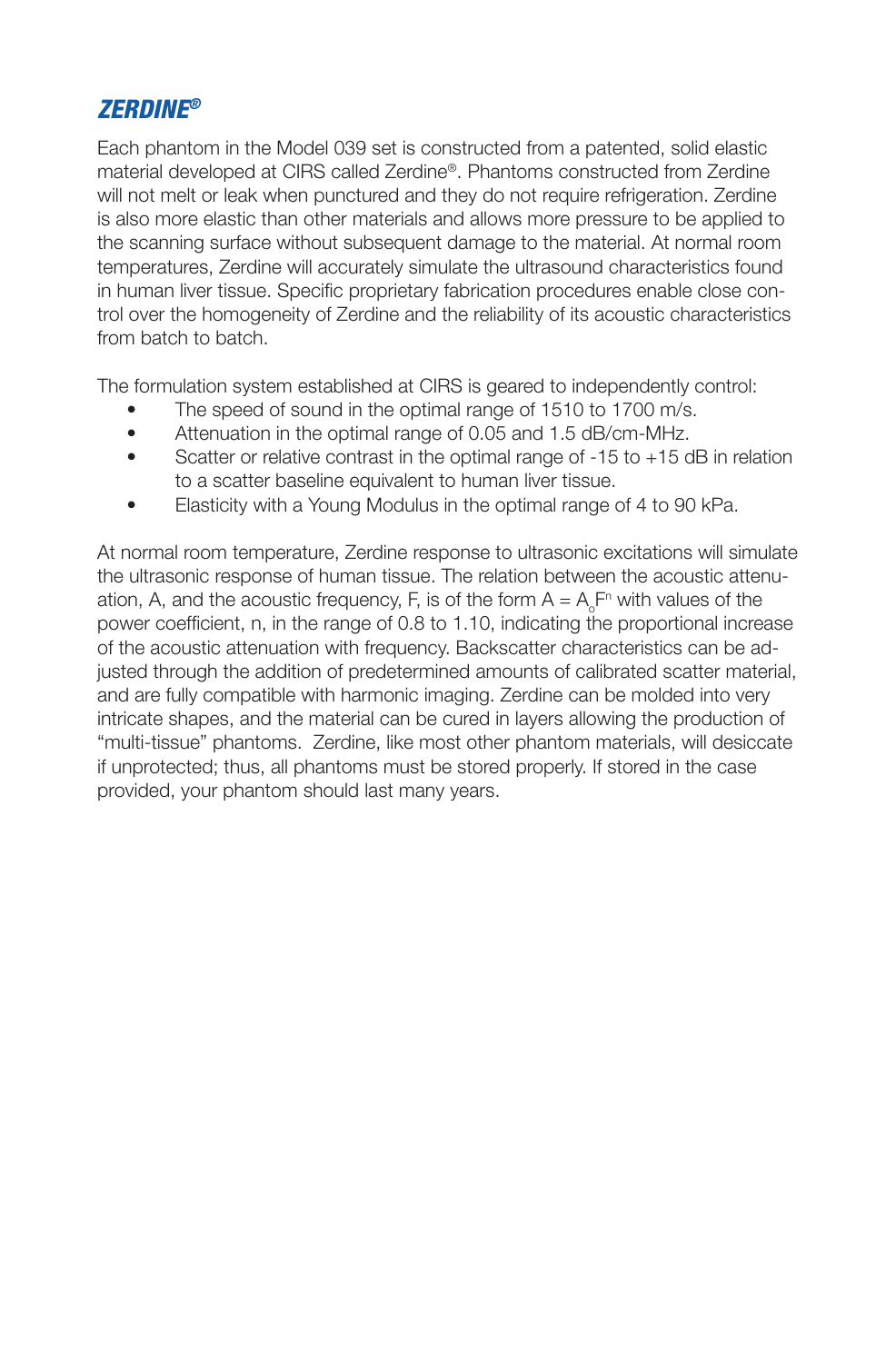## *ZERDINE®*

Each phantom in the Model 039 set is constructed from a patented, solid elastic material developed at CIRS called Zerdine®. Phantoms constructed from Zerdine will not melt or leak when punctured and they do not require refrigeration. Zerdine is also more elastic than other materials and allows more pressure to be applied to the scanning surface without subsequent damage to the material. At normal room temperatures, Zerdine will accurately simulate the ultrasound characteristics found in human liver tissue. Specific proprietary fabrication procedures enable close control over the homogeneity of Zerdine and the reliability of its acoustic characteristics from batch to batch.

The formulation system established at CIRS is geared to independently control:

- The speed of sound in the optimal range of 1510 to 1700 m/s.
- Attenuation in the optimal range of 0.05 and 1.5 dB/cm-MHz.
- Scatter or relative contrast in the optimal range of -15 to +15 dB in relation to a scatter baseline equivalent to human liver tissue.
- Elasticity with a Young Modulus in the optimal range of 4 to 90 kPa.

At normal room temperature, Zerdine response to ultrasonic excitations will simulate the ultrasonic response of human tissue. The relation between the acoustic attenuation, A, and the acoustic frequency, F, is of the form $A = A_o F^n$ with values of the power coefficient, n, in the range of 0.8 to 1.10, indicating the proportional increase of the acoustic attenuation with frequency. Backscatter characteristics can be adjusted through the addition of predetermined amounts of calibrated scatter material, and are fully compatible with harmonic imaging. Zerdine can be molded into very intricate shapes, and the material can be cured in layers allowing the production of "multi-tissue" phantoms. Zerdine, like most other phantom materials, will desiccate if unprotected; thus, all phantoms must be stored properly. If stored in the case provided, your phantom should last many years.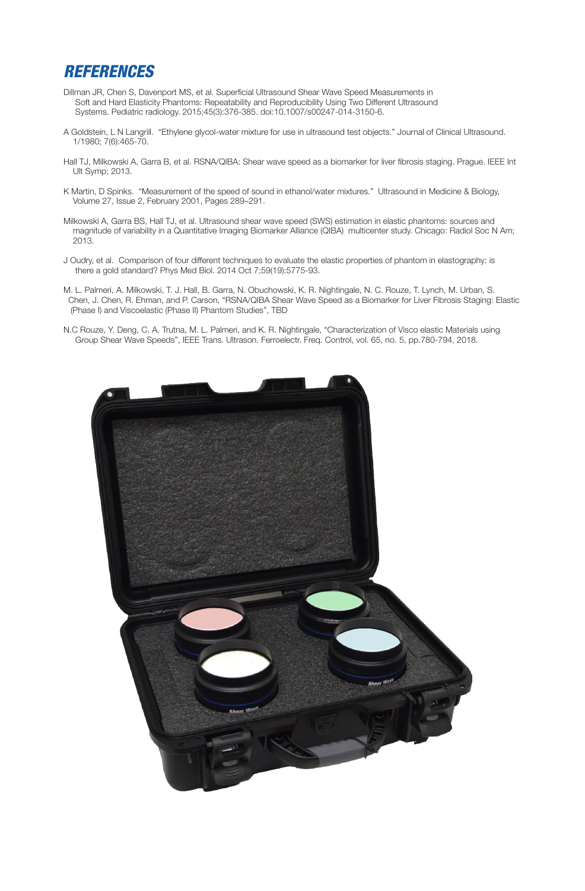## *REFERENCES*

Dillman JR, Chen S, Davenport MS, et al. Superficial Ultrasound Shear Wave Speed Measurements in Soft and Hard Elasticity Phantoms: Repeatability and Reproducibility Using Two Different Ultrasound Systems. Pediatric radiology. 2015;45(3):376-385. doi:10.1007/s00247-014-3150-6.

A Goldstein, L N Langrill. "Ethylene glycol-water mixture for use in ultrasound test objects." Journal of Clinical Ultrasound. 1/1980; 7(6):465-70.

Hall TJ, Milkowski A, Garra B, et al. RSNA/QIBA: Shear wave speed as a biomarker for liver fibrosis staging. Prague. IEEE Int Ult Symp; 2013.

K Martin, D Spinks. "Measurement of the speed of sound in ethanol/water mixtures." Ultrasound in Medicine & Biology, Volume 27, Issue 2, February 2001, Pages 289–291.

Milkowski A, Garra BS, Hall TJ, et al. Ultrasound shear wave speed (SWS) estimation in elastic phantoms: sources and magnitude of variability in a Quantitative Imaging Biomarker Alliance (QIBA) multicenter study. Chicago: Radiol Soc N Am; 2013.

J Oudry, et al. Comparison of four different techniques to evaluate the elastic properties of phantom in elastography: is there a gold standard? Phys Med Biol. 2014 Oct 7;59(19):5775-93.

M. L. Palmeri, A. Milkowski, T. J. Hall, B. Garra, N. Obuchowski, K. R. Nightingale, N. C. Rouze, T. Lynch, M. Urban, S. Chen, J. Chen, R. Ehman, and P. Carson, "RSNA/QIBA Shear Wave Speed as a Biomarker for Liver Fibrosis Staging: Elastic (Phase I) and Viscoelastic (Phase II) Phantom Studies", TBD

N.C Rouze, Y. Deng, C. A. Trutna, M. L. Palmeri, and K. R. Nightingale, "Characterization of Visco elastic Materials using Group Shear Wave Speeds", IEEE Trans. Ultrason. Ferroelectr. Freq. Control, vol. 65, no. 5, pp.780-794, 2018.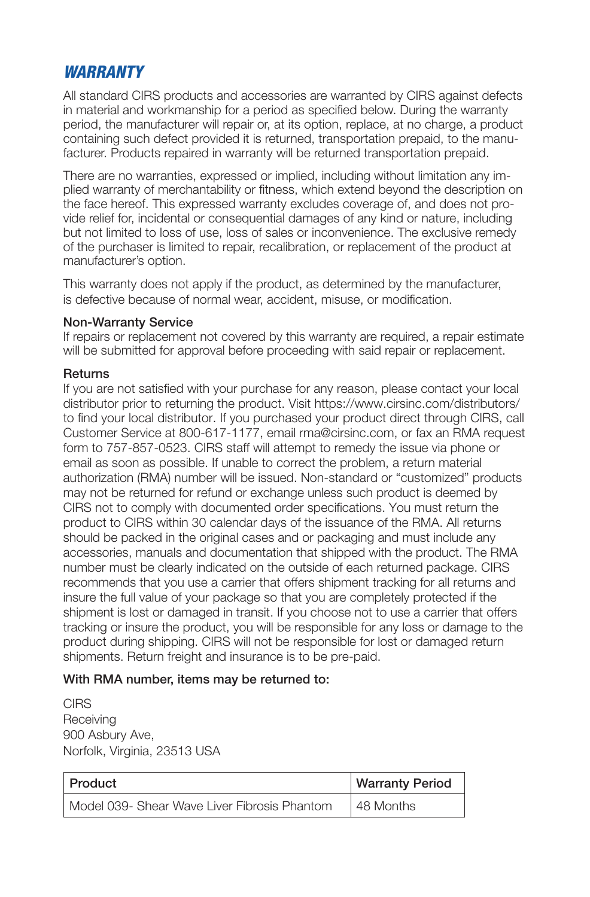## *WARRANTY*

All standard CIRS products and accessories are warranted by CIRS against defects in material and workmanship for a period as specified below. During the warranty period, the manufacturer will repair or, at its option, replace, at no charge, a product containing such defect provided it is returned, transportation prepaid, to the manufacturer. Products repaired in warranty will be returned transportation prepaid.

There are no warranties, expressed or implied, including without limitation any implied warranty of merchantability or fitness, which extend beyond the description on the face hereof. This expressed warranty excludes coverage of, and does not provide relief for, incidental or consequential damages of any kind or nature, including but not limited to loss of use, loss of sales or inconvenience. The exclusive remedy of the purchaser is limited to repair, recalibration, or replacement of the product at manufacturer's option.

This warranty does not apply if the product, as determined by the manufacturer, is defective because of normal wear, accident, misuse, or modification.

**Non-Warranty Service**
If repairs or replacement not covered by this warranty are required, a repair estimate will be submitted for approval before proceeding with said repair or replacement.

**Returns**
If you are not satisfied with your purchase for any reason, please contact your local distributor prior to returning the product. Visit https://www.cirsinc.com/distributors/ to find your local distributor. If you purchased your product direct through CIRS, call Customer Service at 800-617-1177, email rma@cirsinc.com, or fax an RMA request form to 757-857-0523. CIRS staff will attempt to remedy the issue via phone or email as soon as possible. If unable to correct the problem, a return material authorization (RMA) number will be issued. Non-standard or "customized" products may not be returned for refund or exchange unless such product is deemed by CIRS not to comply with documented order specifications. You must return the product to CIRS within 30 calendar days of the issuance of the RMA. All returns should be packed in the original cases and or packaging and must include any accessories, manuals and documentation that shipped with the product. The RMA number must be clearly indicated on the outside of each returned package. CIRS recommends that you use a carrier that offers shipment tracking for all returns and insure the full value of your package so that you are completely protected if the shipment is lost or damaged in transit. If you choose not to use a carrier that offers tracking or insure the product, you will be responsible for any loss or damage to the product during shipping. CIRS will not be responsible for lost or damaged return shipments. Return freight and insurance is to be pre-paid.

**With RMA number, items may be returned to:**

CIRS
Receiving
900 Asbury Ave,
Norfolk, Virginia, 23513 USA

| Product | Warranty Period |
|---|---|
| Model 039- Shear Wave Liver Fibrosis Phantom | 48 Months |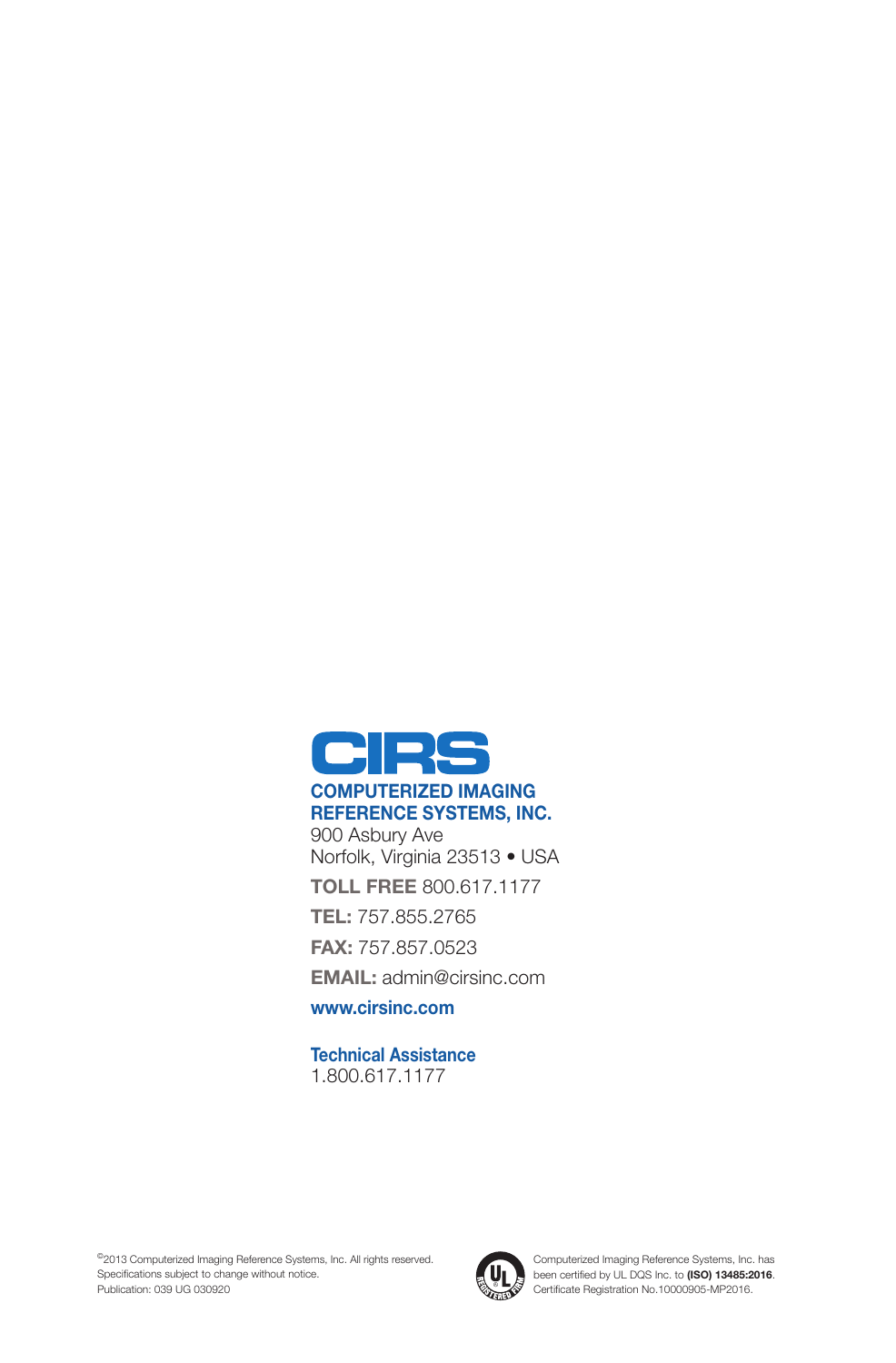**CIRS**

**COMPUTERIZED IMAGING REFERENCE SYSTEMS, INC.**

900 Asbury Ave
Norfolk, Virginia 23513 • USA

**TOLL FREE** 800.617.1177

**TEL:** 757.855.2765

**FAX:** 757.857.0523

**EMAIL:** admin@cirsinc.com

**www.cirsinc.com**

**Technical Assistance**
1.800.617.1177

©2013 Computerized Imaging Reference Systems, Inc. All rights reserved.
Specifications subject to change without notice.
Publication: 039 UG 030920

Computerized Imaging Reference Systems, Inc. has been certified by UL DQS Inc. to **(ISO) 13485:2016**. Certificate Registration No.10000905-MP2016.